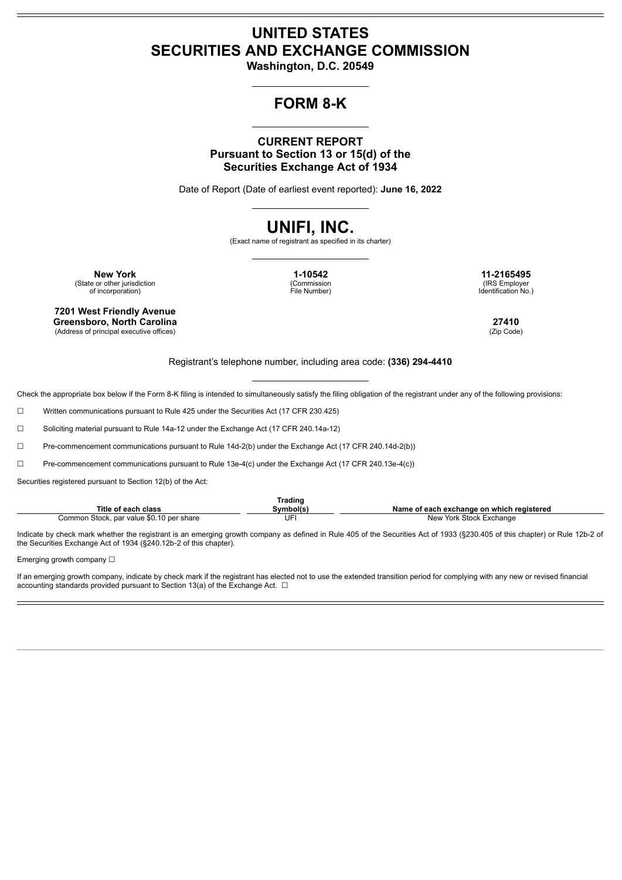# UNITED STATES SECURITIES AND EXCHANGE COMMISSION

**Washington, D.C. 20549**

## FORM 8-K

**CURRENT REPORT**
**Pursuant to Section 13 or 15(d) of the Securities Exchange Act of 1934**

Date of Report (Date of earliest event reported): **June 16, 2022**

# UNIFI, INC.

(Exact name of registrant as specified in its charter)

| **New York** | **1-10542** | **11-2165495** |
|---|---|---|
| (State or other jurisdiction of incorporation) | (Commission File Number) | (IRS Employer Identification No.) |

| **7201 West Friendly Avenue Greensboro, North Carolina** | **27410** |
|---|---|
| (Address of principal executive offices) | (Zip Code) |

Registrant's telephone number, including area code: **(336) 294-4410**

Check the appropriate box below if the Form 8-K filing is intended to simultaneously satisfy the filing obligation of the registrant under any of the following provisions:

☐ Written communications pursuant to Rule 425 under the Securities Act (17 CFR 230.425)

☐ Soliciting material pursuant to Rule 14a-12 under the Exchange Act (17 CFR 240.14a-12)

☐ Pre-commencement communications pursuant to Rule 14d-2(b) under the Exchange Act (17 CFR 240.14d-2(b))

☐ Pre-commencement communications pursuant to Rule 13e-4(c) under the Exchange Act (17 CFR 240.13e-4(c))

Securities registered pursuant to Section 12(b) of the Act:

| Title of each class | Trading Symbol(s) | Name of each exchange on which registered |
|---|---|---|
| Common Stock, par value $0.10 per share | UFI | New York Stock Exchange |

Indicate by check mark whether the registrant is an emerging growth company as defined in Rule 405 of the Securities Act of 1933 (§230.405 of this chapter) or Rule 12b-2 of the Securities Exchange Act of 1934 (§240.12b-2 of this chapter).

Emerging growth company ☐

If an emerging growth company, indicate by check mark if the registrant has elected not to use the extended transition period for complying with any new or revised financial accounting standards provided pursuant to Section 13(a) of the Exchange Act. ☐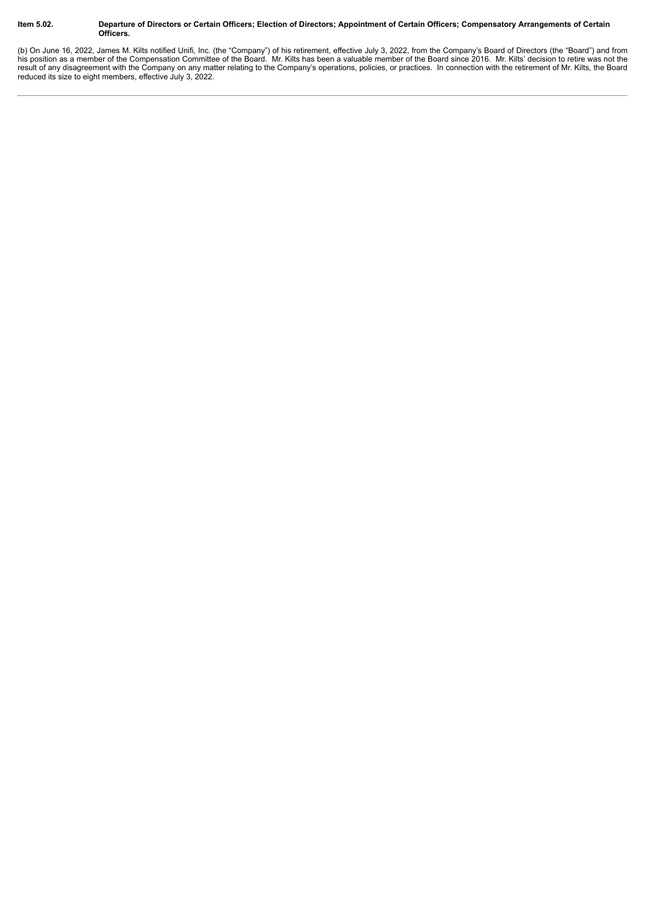**Item 5.02. Departure of Directors or Certain Officers; Election of Directors; Appointment of Certain Officers; Compensatory Arrangements of Certain Officers.**

(b) On June 16, 2022, James M. Kilts notified Unifi, Inc. (the "Company") of his retirement, effective July 3, 2022, from the Company's Board of Directors (the "Board") and from his position as a member of the Compensation Committee of the Board. Mr. Kilts has been a valuable member of the Board since 2016. Mr. Kilts' decision to retire was not the result of any disagreement with the Company on any matter relating to the Company's operations, policies, or practices. In connection with the retirement of Mr. Kilts, the Board reduced its size to eight members, effective July 3, 2022.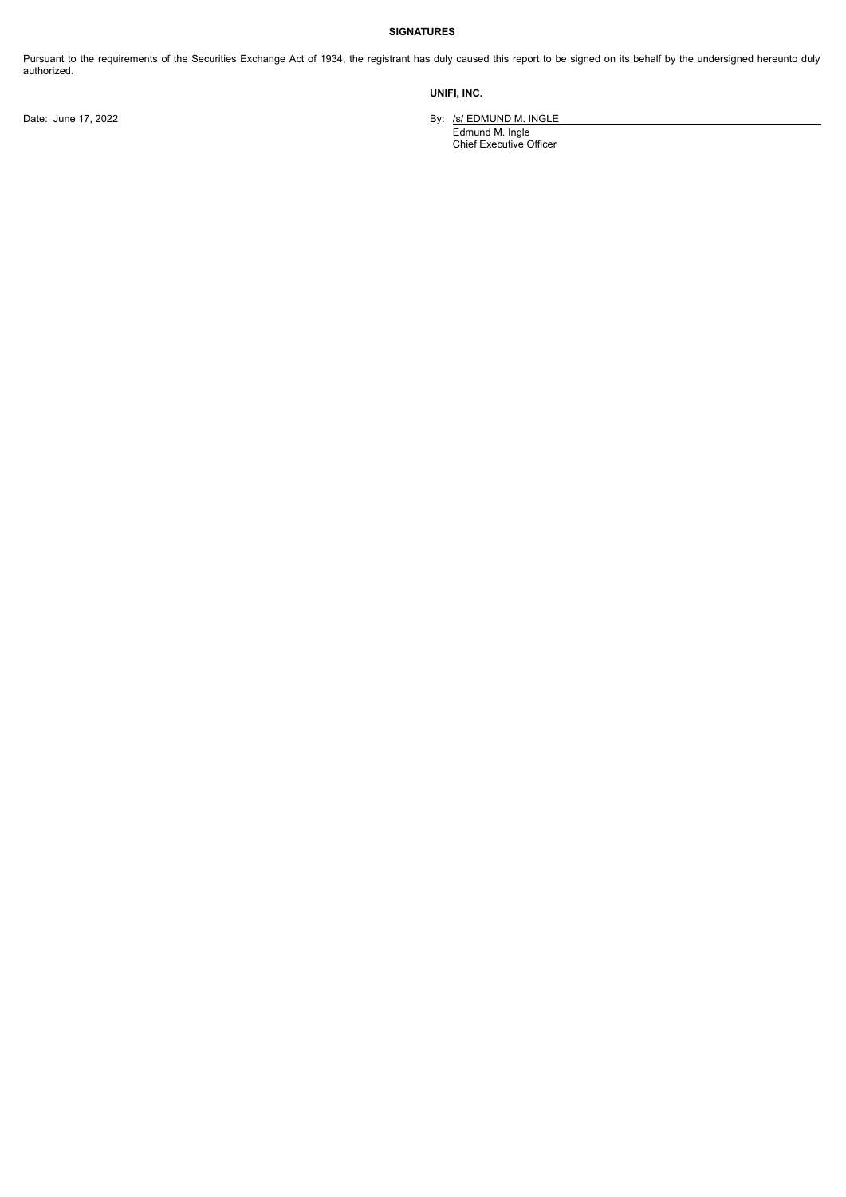**SIGNATURES**

Pursuant to the requirements of the Securities Exchange Act of 1934, the registrant has duly caused this report to be signed on its behalf by the undersigned hereunto duly authorized.

**UNIFI, INC.**

Date: June 17, 2022

By: /s/ EDMUND M. INGLE
Edmund M. Ingle
Chief Executive Officer